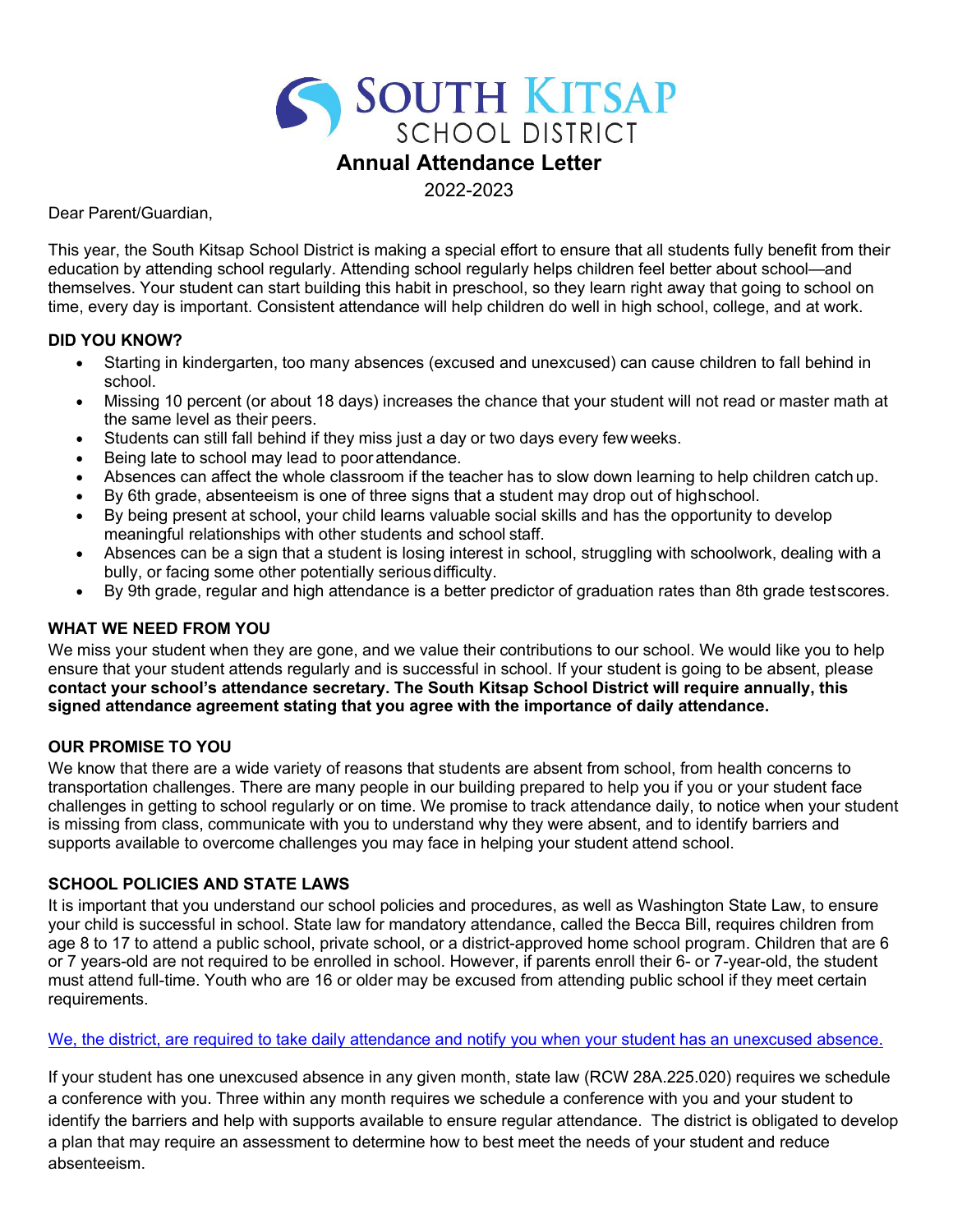# South Kitsap School District

## Annual Attendance Letter

2022-2023

Dear Parent/Guardian,

This year, the South Kitsap School District is making a special effort to ensure that all students fully benefit from their education by attending school regularly. Attending school regularly helps children feel better about school—and themselves. Your student can start building this habit in preschool, so they learn right away that going to school on time, every day is important. Consistent attendance will help children do well in high school, college, and at work.

### DID YOU KNOW?

- Starting in kindergarten, too many absences (excused and unexcused) can cause children to fall behind in school.
- Missing 10 percent (or about 18 days) increases the chance that your student will not read or master math at the same level as their peers.
- Students can still fall behind if they miss just a day or two days every few weeks.
- Being late to school may lead to poor attendance.
- Absences can affect the whole classroom if the teacher has to slow down learning to help children catch up.
- By 6th grade, absenteeism is one of three signs that a student may drop out of high school.
- By being present at school, your child learns valuable social skills and has the opportunity to develop meaningful relationships with other students and school staff.
- Absences can be a sign that a student is losing interest in school, struggling with schoolwork, dealing with a bully, or facing some other potentially serious difficulty.
- By 9th grade, regular and high attendance is a better predictor of graduation rates than 8th grade test scores.

### WHAT WE NEED FROM YOU

We miss your student when they are gone, and we value their contributions to our school. We would like you to help ensure that your student attends regularly and is successful in school. If your student is going to be absent, please **contact your school's attendance secretary. The South Kitsap School District will require annually, this signed attendance agreement stating that you agree with the importance of daily attendance.**

### OUR PROMISE TO YOU

We know that there are a wide variety of reasons that students are absent from school, from health concerns to transportation challenges. There are many people in our building prepared to help you if you or your student face challenges in getting to school regularly or on time. We promise to track attendance daily, to notice when your student is missing from class, communicate with you to understand why they were absent, and to identify barriers and supports available to overcome challenges you may face in helping your student attend school.

### SCHOOL POLICIES AND STATE LAWS

It is important that you understand our school policies and procedures, as well as Washington State Law, to ensure your child is successful in school. State law for mandatory attendance, called the Becca Bill, requires children from age 8 to 17 to attend a public school, private school, or a district-approved home school program. Children that are 6 or 7 years-old are not required to be enrolled in school. However, if parents enroll their 6- or 7-year-old, the student must attend full-time. Youth who are 16 or older may be excused from attending public school if they meet certain requirements.

We, the district, are required to take daily attendance and notify you when your student has an unexcused absence.

If your student has one unexcused absence in any given month, state law (RCW 28A.225.020) requires we schedule a conference with you. Three within any month requires we schedule a conference with you and your student to identify the barriers and help with supports available to ensure regular attendance. The district is obligated to develop a plan that may require an assessment to determine how to best meet the needs of your student and reduce absenteeism.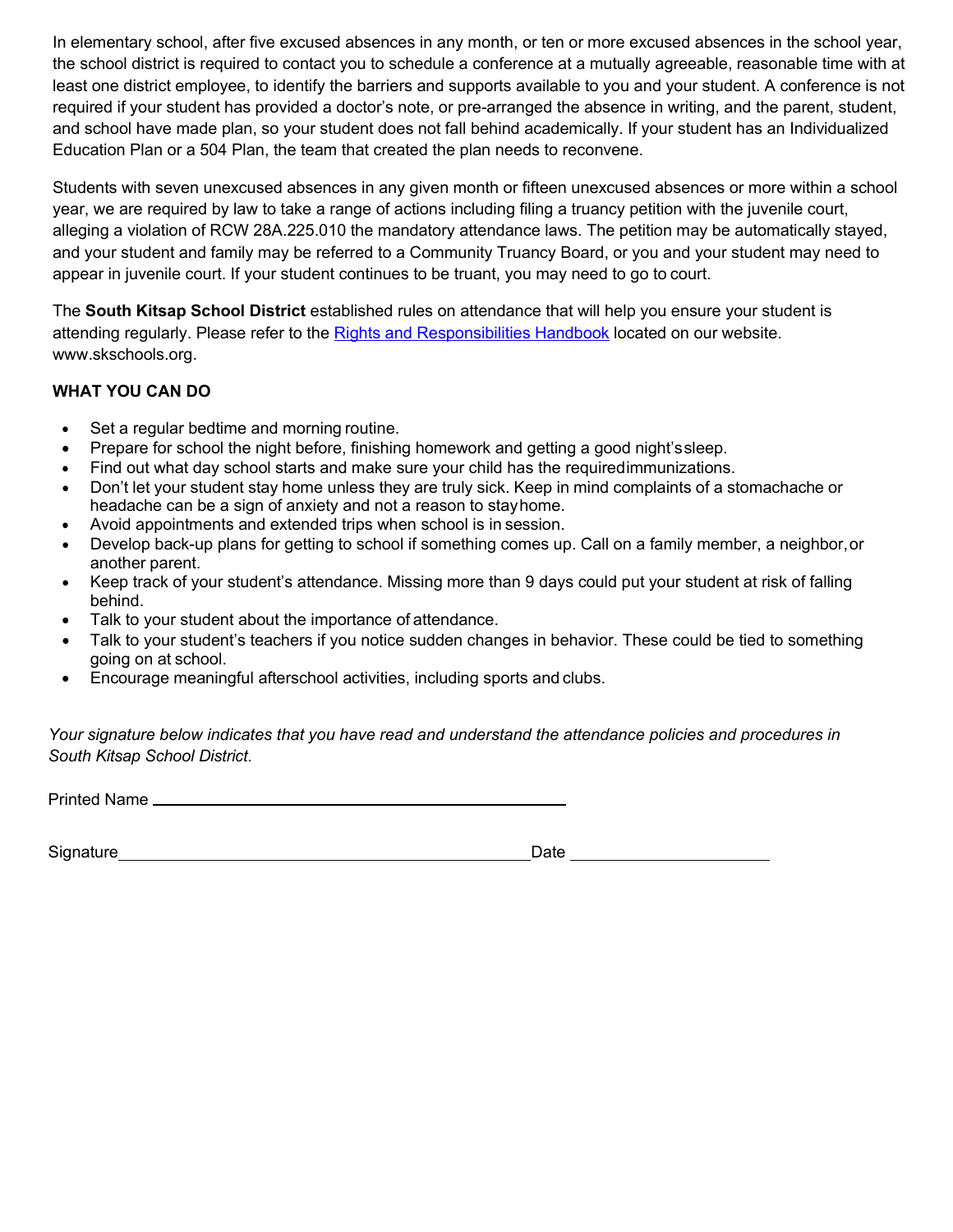In elementary school, after five excused absences in any month, or ten or more excused absences in the school year, the school district is required to contact you to schedule a conference at a mutually agreeable, reasonable time with at least one district employee, to identify the barriers and supports available to you and your student. A conference is not required if your student has provided a doctor's note, or pre-arranged the absence in writing, and the parent, student, and school have made plan, so your student does not fall behind academically. If your student has an Individualized Education Plan or a 504 Plan, the team that created the plan needs to reconvene.

Students with seven unexcused absences in any given month or fifteen unexcused absences or more within a school year, we are required by law to take a range of actions including filing a truancy petition with the juvenile court, alleging a violation of RCW 28A.225.010 the mandatory attendance laws. The petition may be automatically stayed, and your student and family may be referred to a Community Truancy Board, or you and your student may need to appear in juvenile court. If your student continues to be truant, you may need to go to court.

The **South Kitsap School District** established rules on attendance that will help you ensure your student is attending regularly. Please refer to the [Rights and Responsibilities Handbook]() located on our website. www.skschools.org.

**WHAT YOU CAN DO**

- Set a regular bedtime and morning routine.
- Prepare for school the night before, finishing homework and getting a good night's sleep.
- Find out what day school starts and make sure your child has the required immunizations.
- Don't let your student stay home unless they are truly sick. Keep in mind complaints of a stomachache or headache can be a sign of anxiety and not a reason to stay home.
- Avoid appointments and extended trips when school is in session.
- Develop back-up plans for getting to school if something comes up. Call on a family member, a neighbor, or another parent.
- Keep track of your student's attendance. Missing more than 9 days could put your student at risk of falling behind.
- Talk to your student about the importance of attendance.
- Talk to your student's teachers if you notice sudden changes in behavior. These could be tied to something going on at school.
- Encourage meaningful afterschool activities, including sports and clubs.

*Your signature below indicates that you have read and understand the attendance policies and procedures in South Kitsap School District.*

Printed Name ______________________________

Signature ______________________________ Date ______________